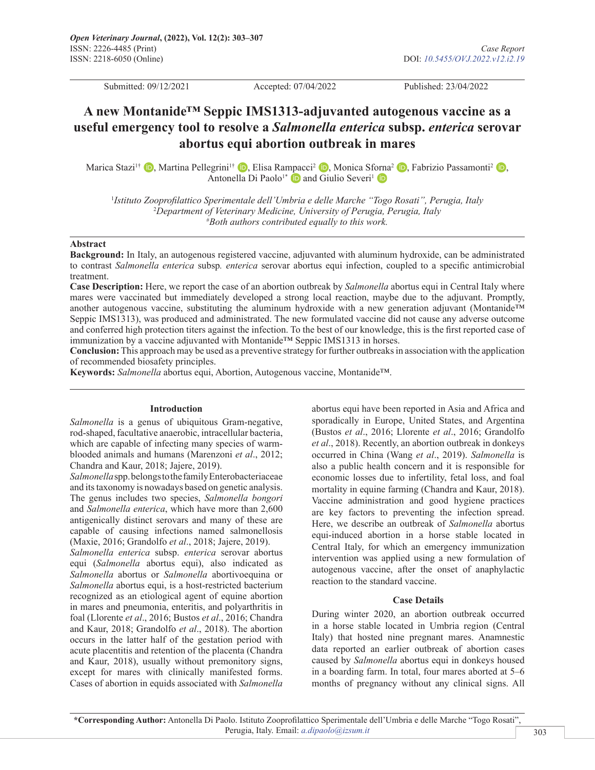Submitted: 09/12/2021 Accepted: 07/04/2022 Published: 23/04/2022

# A new Montanide™ Seppic IMS1313-adjuvanted autogenous vaccine as a useful emergency tool to resolve a *Salmonella enterica* subsp. *enterica* serovar abortus equi abortion outbreak in mares

Marica Stazi[1†], Martina Pellegrini[1†], Elisa Rampacci[2], Monica Sforna[2], Fabrizio Passamonti[2], Antonella Di Paolo[1*] and Giulio Severi[1]

[1]*Istituto Zooprofilattico Sperimentale dell'Umbria e delle Marche "Togo Rosati", Perugia, Italy*
[2]*Department of Veterinary Medicine, University of Perugia, Perugia, Italy*
[#]*Both authors contributed equally to this work.*

## Abstract

**Background:** In Italy, an autogenous registered vaccine, adjuvanted with aluminum hydroxide, can be administrated to contrast *Salmonella enterica* subsp. *enterica* serovar abortus equi infection, coupled to a specific antimicrobial treatment.

**Case Description:** Here, we report the case of an abortion outbreak by *Salmonella* abortus equi in Central Italy where mares were vaccinated but immediately developed a strong local reaction, maybe due to the adjuvant. Promptly, another autogenous vaccine, substituting the aluminum hydroxide with a new generation adjuvant (Montanide™ Seppic IMS1313), was produced and administrated. The new formulated vaccine did not cause any adverse outcome and conferred high protection titers against the infection. To the best of our knowledge, this is the first reported case of immunization by a vaccine adjuvanted with Montanide™ Seppic IMS1313 in horses.

**Conclusion:** This approach may be used as a preventive strategy for further outbreaks in association with the application of recommended biosafety principles.

**Keywords:** *Salmonella* abortus equi, Abortion, Autogenous vaccine, Montanide™.

## Introduction

*Salmonella* is a genus of ubiquitous Gram-negative, rod-shaped, facultative anaerobic, intracellular bacteria, which are capable of infecting many species of warm-blooded animals and humans (Marenzoni *et al*., 2012; Chandra and Kaur, 2018; Jajere, 2019).

*Salmonella* spp. belongs to the family Enterobacteriaceae and its taxonomy is nowadays based on genetic analysis. The genus includes two species, *Salmonella bongori* and *Salmonella enterica*, which have more than 2,600 antigenically distinct serovars and many of these are capable of causing infections named salmonellosis (Maxie, 2016; Grandolfo *et al*., 2018; Jajere, 2019).

*Salmonella enterica* subsp. *enterica* serovar abortus equi (*Salmonella* abortus equi), also indicated as *Salmonella* abortus or *Salmonella* abortivoequina or *Salmonella* abortus equi, is a host-restricted bacterium recognized as an etiological agent of equine abortion in mares and pneumonia, enteritis, and polyarthritis in foal (Llorente *et al*., 2016; Bustos *et al*., 2016; Chandra and Kaur, 2018; Grandolfo *et al*., 2018). The abortion occurs in the latter half of the gestation period with acute placentitis and retention of the placenta (Chandra and Kaur, 2018), usually without premonitory signs, except for mares with clinically manifested forms. Cases of abortion in equids associated with *Salmonella* abortus equi have been reported in Asia and Africa and sporadically in Europe, United States, and Argentina (Bustos *et al*., 2016; Llorente *et al*., 2016; Grandolfo *et al*., 2018). Recently, an abortion outbreak in donkeys occurred in China (Wang *et al*., 2019). *Salmonella* is also a public health concern and it is responsible for economic losses due to infertility, fetal loss, and foal mortality in equine farming (Chandra and Kaur, 2018). Vaccine administration and good hygiene practices are key factors to preventing the infection spread. Here, we describe an outbreak of *Salmonella* abortus equi-induced abortion in a horse stable located in Central Italy, for which an emergency immunization intervention was applied using a new formulation of autogenous vaccine, after the onset of anaphylactic reaction to the standard vaccine.

## Case Details

During winter 2020, an abortion outbreak occurred in a horse stable located in Umbria region (Central Italy) that hosted nine pregnant mares. Anamnestic data reported an earlier outbreak of abortion cases caused by *Salmonella* abortus equi in donkeys housed in a boarding farm. In total, four mares aborted at 5–6 months of pregnancy without any clinical signs. All

**\*Corresponding Author:** Antonella Di Paolo. Istituto Zooprofilattico Sperimentale dell'Umbria e delle Marche "Togo Rosati", Perugia, Italy. Email: *a.dipaolo@izsum.it*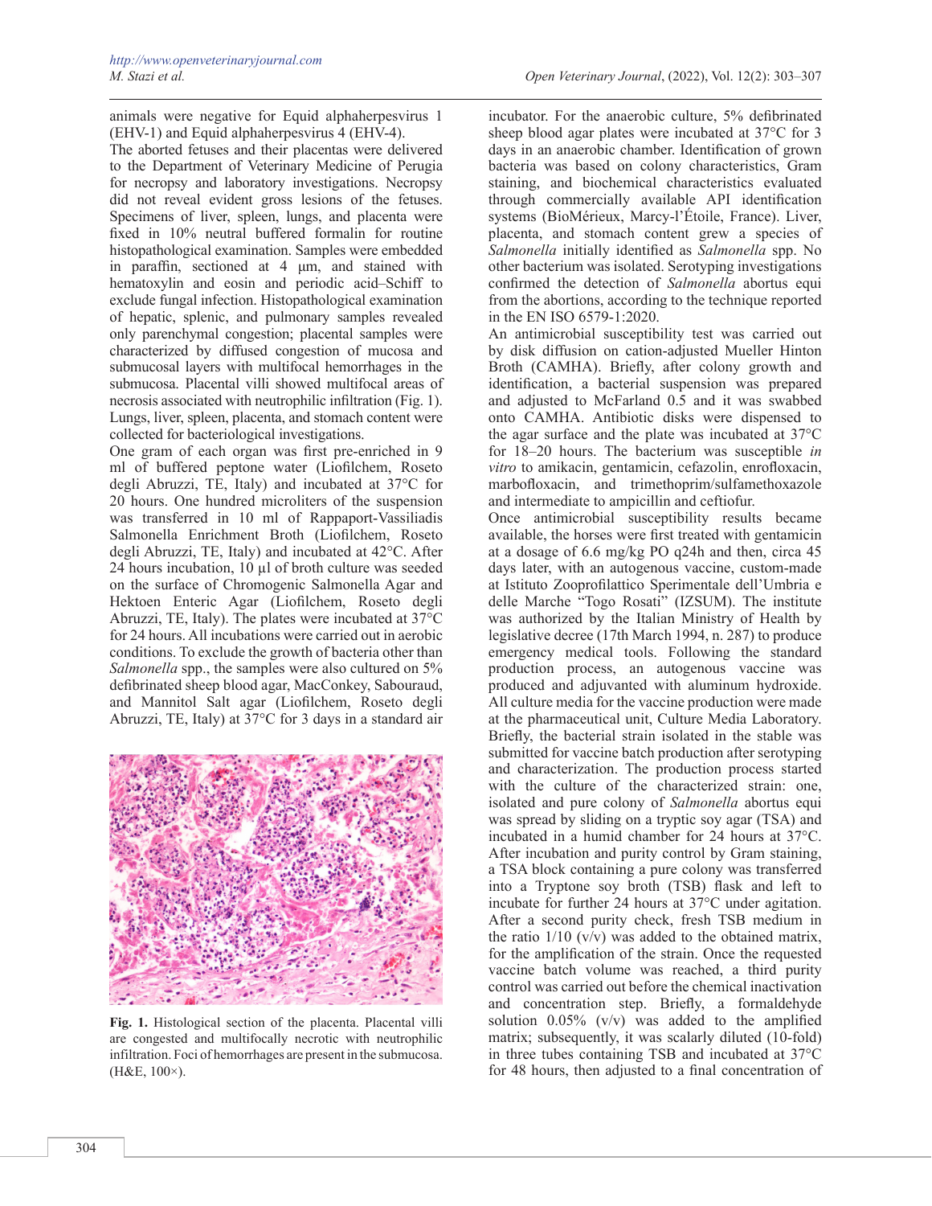animals were negative for Equid alphaherpesvirus 1 (EHV-1) and Equid alphaherpesvirus 4 (EHV-4).

The aborted fetuses and their placentas were delivered to the Department of Veterinary Medicine of Perugia for necropsy and laboratory investigations. Necropsy did not reveal evident gross lesions of the fetuses. Specimens of liver, spleen, lungs, and placenta were fixed in 10% neutral buffered formalin for routine histopathological examination. Samples were embedded in paraffin, sectioned at 4 µm, and stained with hematoxylin and eosin and periodic acid–Schiff to exclude fungal infection. Histopathological examination of hepatic, splenic, and pulmonary samples revealed only parenchymal congestion; placental samples were characterized by diffused congestion of mucosa and submucosal layers with multifocal hemorrhages in the submucosa. Placental villi showed multifocal areas of necrosis associated with neutrophilic infiltration (Fig. 1). Lungs, liver, spleen, placenta, and stomach content were collected for bacteriological investigations.

One gram of each organ was first pre-enriched in 9 ml of buffered peptone water (Liofilchem, Roseto degli Abruzzi, TE, Italy) and incubated at 37°C for 20 hours. One hundred microliters of the suspension was transferred in 10 ml of Rappaport-Vassiliadis Salmonella Enrichment Broth (Liofilchem, Roseto degli Abruzzi, TE, Italy) and incubated at 42°C. After 24 hours incubation, 10 µl of broth culture was seeded on the surface of Chromogenic Salmonella Agar and Hektoen Enteric Agar (Liofilchem, Roseto degli Abruzzi, TE, Italy). The plates were incubated at 37°C for 24 hours. All incubations were carried out in aerobic conditions. To exclude the growth of bacteria other than *Salmonella* spp., the samples were also cultured on 5% defibrinated sheep blood agar, MacConkey, Sabouraud, and Mannitol Salt agar (Liofilchem, Roseto degli Abruzzi, TE, Italy) at 37°C for 3 days in a standard air incubator. For the anaerobic culture, 5% defibrinated sheep blood agar plates were incubated at 37°C for 3 days in an anaerobic chamber. Identification of grown bacteria was based on colony characteristics, Gram staining, and biochemical characteristics evaluated through commercially available API identification systems (BioMérieux, Marcy-l'Étoile, France). Liver, placenta, and stomach content grew a species of *Salmonella* initially identified as *Salmonella* spp. No other bacterium was isolated. Serotyping investigations confirmed the detection of *Salmonella* abortus equi from the abortions, according to the technique reported in the EN ISO 6579-1:2020.

Fig. 1. Histological section of the placenta. Placental villi are congested and multifocally necrotic with neutrophilic infiltration. Foci of hemorrhages are present in the submucosa. (H&E, 100×).

An antimicrobial susceptibility test was carried out by disk diffusion on cation-adjusted Mueller Hinton Broth (CAMHA). Briefly, after colony growth and identification, a bacterial suspension was prepared and adjusted to McFarland 0.5 and it was swabbed onto CAMHA. Antibiotic disks were dispensed to the agar surface and the plate was incubated at 37°C for 18–20 hours. The bacterium was susceptible *in vitro* to amikacin, gentamicin, cefazolin, enrofloxacin, marbofloxacin, and trimethoprim/sulfamethoxazole and intermediate to ampicillin and ceftiofur.

Once antimicrobial susceptibility results became available, the horses were first treated with gentamicin at a dosage of 6.6 mg/kg PO q24h and then, circa 45 days later, with an autogenous vaccine, custom-made at Istituto Zooprofilattico Sperimentale dell'Umbria e delle Marche "Togo Rosati" (IZSUM). The institute was authorized by the Italian Ministry of Health by legislative decree (17th March 1994, n. 287) to produce emergency medical tools. Following the standard production process, an autogenous vaccine was produced and adjuvanted with aluminum hydroxide. All culture media for the vaccine production were made at the pharmaceutical unit, Culture Media Laboratory. Briefly, the bacterial strain isolated in the stable was submitted for vaccine batch production after serotyping and characterization. The production process started with the culture of the characterized strain: one, isolated and pure colony of *Salmonella* abortus equi was spread by sliding on a tryptic soy agar (TSA) and incubated in a humid chamber for 24 hours at 37°C. After incubation and purity control by Gram staining, a TSA block containing a pure colony was transferred into a Tryptone soy broth (TSB) flask and left to incubate for further 24 hours at 37°C under agitation. After a second purity check, fresh TSB medium in the ratio 1/10 (v/v) was added to the obtained matrix, for the amplification of the strain. Once the requested vaccine batch volume was reached, a third purity control was carried out before the chemical inactivation and concentration step. Briefly, a formaldehyde solution 0.05% (v/v) was added to the amplified matrix; subsequently, it was scalarly diluted (10-fold) in three tubes containing TSB and incubated at 37°C for 48 hours, then adjusted to a final concentration of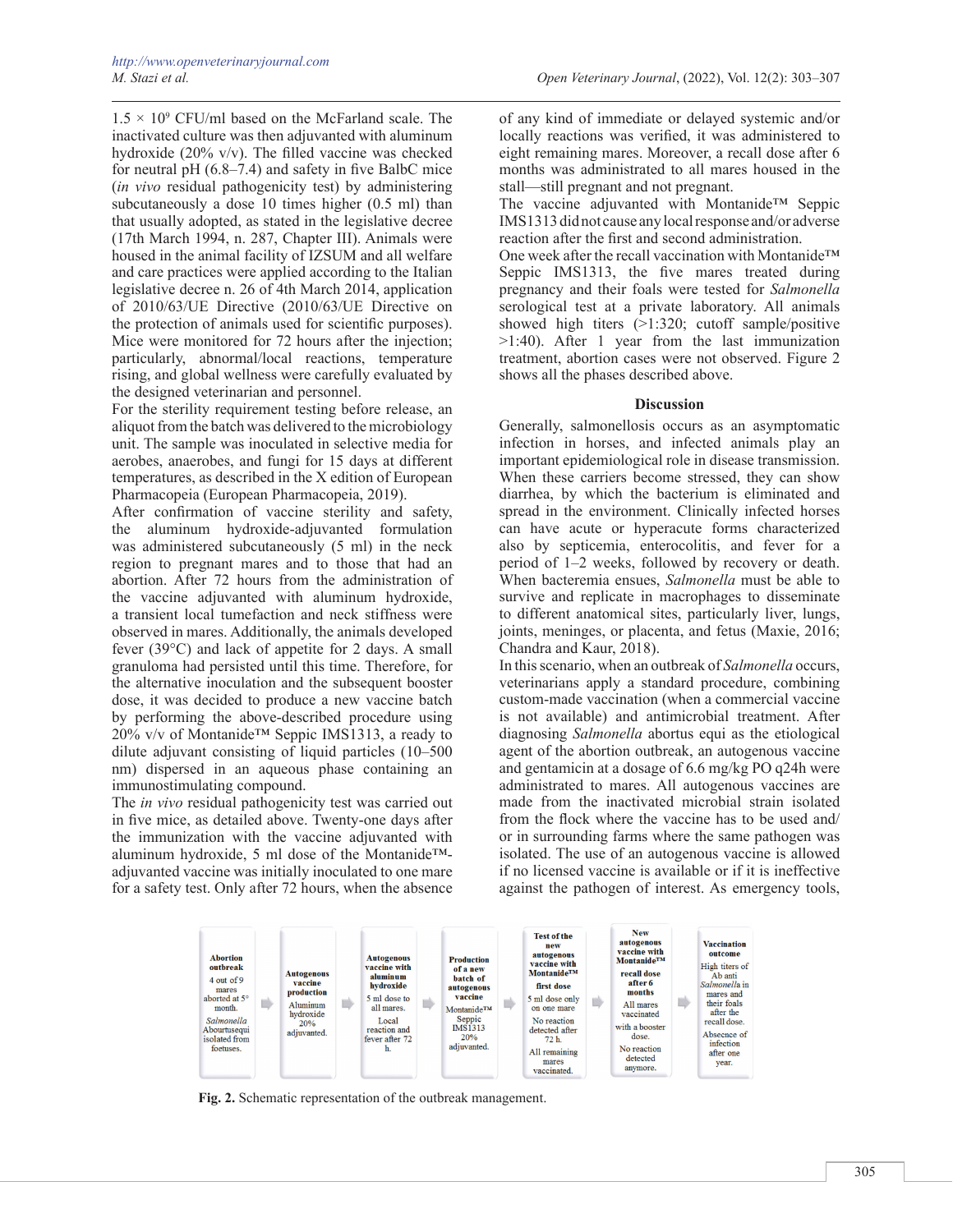$1.5 \times 10^9$ CFU/ml based on the McFarland scale. The inactivated culture was then adjuvanted with aluminum hydroxide (20% v/v). The filled vaccine was checked for neutral pH (6.8–7.4) and safety in five BalbC mice (*in vivo* residual pathogenicity test) by administering subcutaneously a dose 10 times higher (0.5 ml) than that usually adopted, as stated in the legislative decree (17th March 1994, n. 287, Chapter III). Animals were housed in the animal facility of IZSUM and all welfare and care practices were applied according to the Italian legislative decree n. 26 of 4th March 2014, application of 2010/63/UE Directive (2010/63/UE Directive on the protection of animals used for scientific purposes). Mice were monitored for 72 hours after the injection; particularly, abnormal/local reactions, temperature rising, and global wellness were carefully evaluated by the designed veterinarian and personnel.

For the sterility requirement testing before release, an aliquot from the batch was delivered to the microbiology unit. The sample was inoculated in selective media for aerobes, anaerobes, and fungi for 15 days at different temperatures, as described in the X edition of European Pharmacopeia (European Pharmacopeia, 2019).

After confirmation of vaccine sterility and safety, the aluminum hydroxide-adjuvanted formulation was administered subcutaneously (5 ml) in the neck region to pregnant mares and to those that had an abortion. After 72 hours from the administration of the vaccine adjuvanted with aluminum hydroxide, a transient local tumefaction and neck stiffness were observed in mares. Additionally, the animals developed fever (39°C) and lack of appetite for 2 days. A small granuloma had persisted until this time. Therefore, for the alternative inoculation and the subsequent booster dose, it was decided to produce a new vaccine batch by performing the above-described procedure using 20% v/v of Montanide™ Seppic IMS1313, a ready to dilute adjuvant consisting of liquid particles (10–500 nm) dispersed in an aqueous phase containing an immunostimulating compound.

The *in vivo* residual pathogenicity test was carried out in five mice, as detailed above. Twenty-one days after the immunization with the vaccine adjuvanted with aluminum hydroxide, 5 ml dose of the Montanide™-adjuvanted vaccine was initially inoculated to one mare for a safety test. Only after 72 hours, when the absence of any kind of immediate or delayed systemic and/or locally reactions was verified, it was administered to eight remaining mares. Moreover, a recall dose after 6 months was administered to all mares housed in the stall—still pregnant and not pregnant.

The vaccine adjuvanted with Montanide™ Seppic IMS1313 did not cause any local response and/or adverse reaction after the first and second administration.

One week after the recall vaccination with Montanide™ Seppic IMS1313, the five mares treated during pregnancy and their foals were tested for *Salmonella* serological test at a private laboratory. All animals showed high titers (>1:320; cutoff sample/positive >1:40). After 1 year from the last immunization treatment, abortion cases were not observed. Figure 2 shows all the phases described above.

## Discussion

Generally, salmonellosis occurs as an asymptomatic infection in horses, and infected animals play an important epidemiological role in disease transmission. When these carriers become stressed, they can show diarrhea, by which the bacterium is eliminated and spread in the environment. Clinically infected horses can have acute or hyperacute forms characterized also by septicemia, enterocolitis, and fever for a period of 1–2 weeks, followed by recovery or death. When bacteremia ensues, *Salmonella* must be able to survive and replicate in macrophages to disseminate to different anatomical sites, particularly liver, lungs, joints, meninges, or placenta, and fetus (Maxie, 2016; Chandra and Kaur, 2018).

In this scenario, when an outbreak of *Salmonella* occurs, veterinarians apply a standard procedure, combining custom-made vaccination (when a commercial vaccine is not available) and antimicrobial treatment. After diagnosing *Salmonella* abortus equi as the etiological agent of the abortion outbreak, an autogenous vaccine and gentamicin at a dosage of 6.6 mg/kg PO q24h were administrated to mares. All autogenous vaccines are made from the inactivated microbial strain isolated from the flock where the vaccine has to be used and/or in surrounding farms where the same pathogen was isolated. The use of an autogenous vaccine is allowed if no licensed vaccine is available or if it is ineffective against the pathogen of interest. As emergency tools,

**Fig. 2.** Schematic representation of the outbreak management.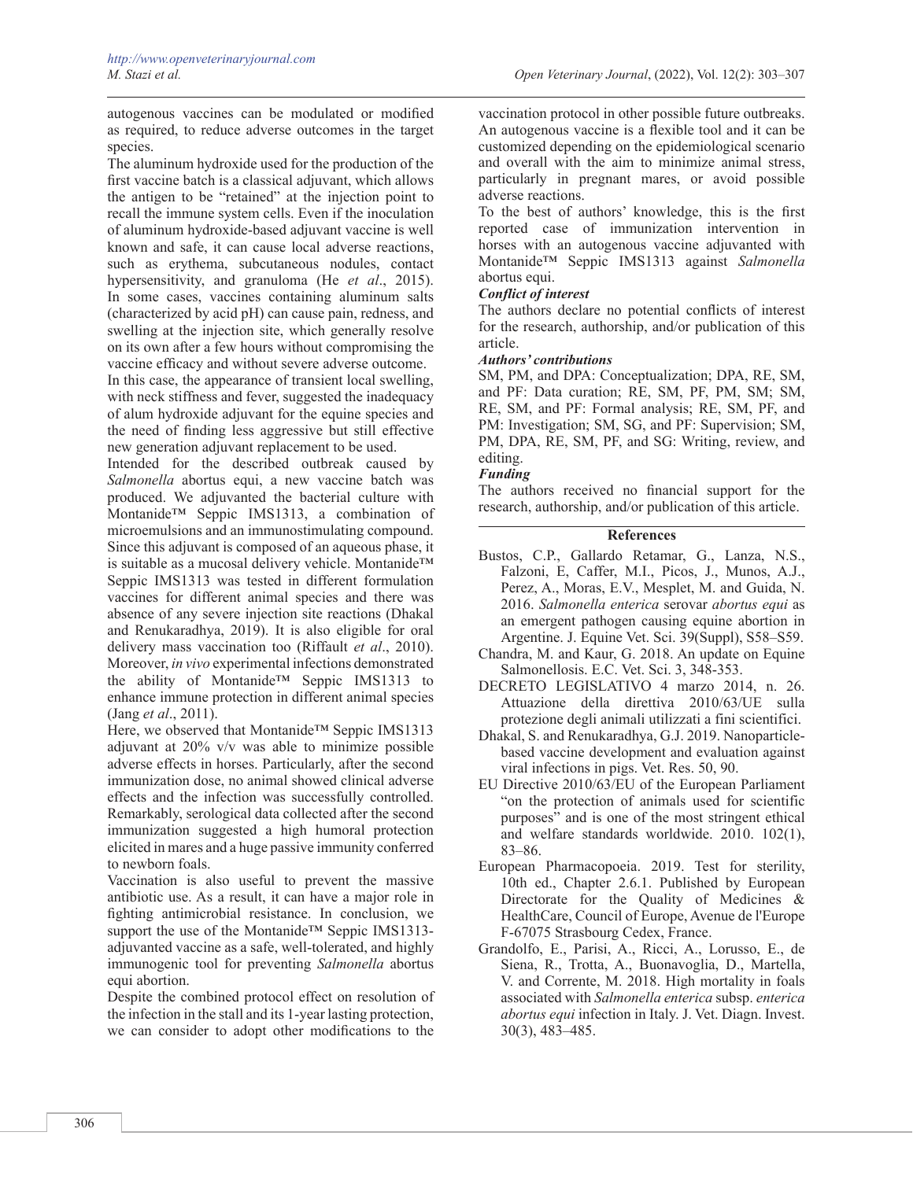autogenous vaccines can be modulated or modified as required, to reduce adverse outcomes in the target species.

The aluminum hydroxide used for the production of the first vaccine batch is a classical adjuvant, which allows the antigen to be "retained" at the injection point to recall the immune system cells. Even if the inoculation of aluminum hydroxide-based adjuvant vaccine is well known and safe, it can cause local adverse reactions, such as erythema, subcutaneous nodules, contact hypersensitivity, and granuloma (He *et al*., 2015). In some cases, vaccines containing aluminum salts (characterized by acid pH) can cause pain, redness, and swelling at the injection site, which generally resolve on its own after a few hours without compromising the vaccine efficacy and without severe adverse outcome.

In this case, the appearance of transient local swelling, with neck stiffness and fever, suggested the inadequacy of alum hydroxide adjuvant for the equine species and the need of finding less aggressive but still effective new generation adjuvant replacement to be used.

Intended for the described outbreak caused by *Salmonella* abortus equi, a new vaccine batch was produced. We adjuvanted the bacterial culture with Montanide™ Seppic IMS1313, a combination of microemulsions and an immunostimulating compound. Since this adjuvant is composed of an aqueous phase, it is suitable as a mucosal delivery vehicle. Montanide™ Seppic IMS1313 was tested in different formulation vaccines for different animal species and there was absence of any severe injection site reactions (Dhakal and Renukaradhya, 2019). It is also eligible for oral delivery mass vaccination too (Riffault *et al*., 2010). Moreover, *in vivo* experimental infections demonstrated the ability of Montanide™ Seppic IMS1313 to enhance immune protection in different animal species (Jang *et al*., 2011).

Here, we observed that Montanide™ Seppic IMS1313 adjuvant at 20% v/v was able to minimize possible adverse effects in horses. Particularly, after the second immunization dose, no animal showed clinical adverse effects and the infection was successfully controlled. Remarkably, serological data collected after the second immunization suggested a high humoral protection elicited in mares and a huge passive immunity conferred to newborn foals.

Vaccination is also useful to prevent the massive antibiotic use. As a result, it can have a major role in fighting antimicrobial resistance. In conclusion, we support the use of the Montanide™ Seppic IMS1313-adjuvanted vaccine as a safe, well-tolerated, and highly immunogenic tool for preventing *Salmonella* abortus equi abortion.

Despite the combined protocol effect on resolution of the infection in the stall and its 1-year lasting protection, we can consider to adopt other modifications to the vaccination protocol in other possible future outbreaks. An autogenous vaccine is a flexible tool and it can be customized depending on the epidemiological scenario and overall with the aim to minimize animal stress, particularly in pregnant mares, or avoid possible adverse reactions.

To the best of authors' knowledge, this is the first reported case of immunization intervention in horses with an autogenous vaccine adjuvanted with Montanide™ Seppic IMS1313 against *Salmonella* abortus equi.

***Conflict of interest***

The authors declare no potential conflicts of interest for the research, authorship, and/or publication of this article.

***Authors' contributions***

SM, PM, and DPA: Conceptualization; DPA, RE, SM, and PF: Data curation; RE, SM, PF, PM, SM; SM, RE, SM, and PF: Formal analysis; RE, SM, PF, and PM: Investigation; SM, SG, and PF: Supervision; SM, PM, DPA, RE, SM, PF, and SG: Writing, review, and editing.

***Funding***

The authors received no financial support for the research, authorship, and/or publication of this article.

## References

Bustos, C.P., Gallardo Retamar, G., Lanza, N.S., Falzoni, E, Caffer, M.I., Picos, J., Munos, A.J., Perez, A., Moras, E.V., Mesplet, M. and Guida, N. 2016. *Salmonella enterica* serovar *abortus equi* as an emergent pathogen causing equine abortion in Argentine. J. Equine Vet. Sci. 39(Suppl), S58–S59.

Chandra, M. and Kaur, G. 2018. An update on Equine Salmonellosis. E.C. Vet. Sci. 3, 348-353.

DECRETO LEGISLATIVO 4 marzo 2014, n. 26. Attuazione della direttiva 2010/63/UE sulla protezione degli animali utilizzati a fini scientifici.

Dhakal, S. and Renukaradhya, G.J. 2019. Nanoparticle-based vaccine development and evaluation against viral infections in pigs. Vet. Res. 50, 90.

EU Directive 2010/63/EU of the European Parliament "on the protection of animals used for scientific purposes" and is one of the most stringent ethical and welfare standards worldwide. 2010. 102(1), 83–86.

European Pharmacopoeia. 2019. Test for sterility, 10th ed., Chapter 2.6.1. Published by European Directorate for the Quality of Medicines & HealthCare, Council of Europe, Avenue de l'Europe F-67075 Strasbourg Cedex, France.

Grandolfo, E., Parisi, A., Ricci, A., Lorusso, E., de Siena, R., Trotta, A., Buonavoglia, D., Martella, V. and Corrente, M. 2018. High mortality in foals associated with *Salmonella enterica* subsp. *enterica abortus equi* infection in Italy. J. Vet. Diagn. Invest. 30(3), 483–485.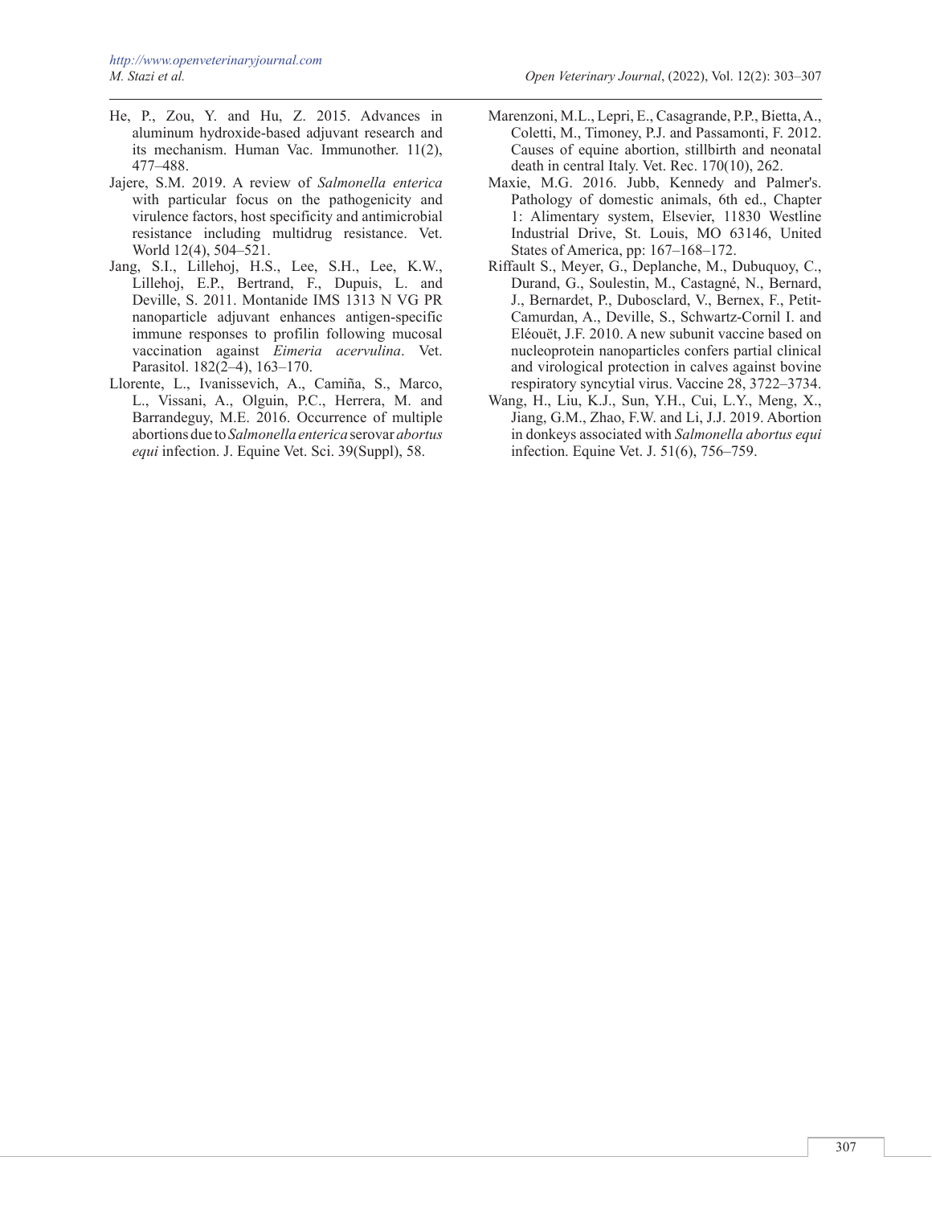He, P., Zou, Y. and Hu, Z. 2015. Advances in aluminum hydroxide-based adjuvant research and its mechanism. Human Vac. Immunother. 11(2), 477–488.

Jajere, S.M. 2019. A review of *Salmonella enterica* with particular focus on the pathogenicity and virulence factors, host specificity and antimicrobial resistance including multidrug resistance. Vet. World 12(4), 504–521.

Jang, S.I., Lillehoj, H.S., Lee, S.H., Lee, K.W., Lillehoj, E.P., Bertrand, F., Dupuis, L. and Deville, S. 2011. Montanide IMS 1313 N VG PR nanoparticle adjuvant enhances antigen-specific immune responses to profilin following mucosal vaccination against *Eimeria acervulina*. Vet. Parasitol. 182(2–4), 163–170.

Llorente, L., Ivanissevich, A., Camiña, S., Marco, L., Vissani, A., Olguin, P.C., Herrera, M. and Barrandeguy, M.E. 2016. Occurrence of multiple abortions due to *Salmonella enterica* serovar *abortus equi* infection. J. Equine Vet. Sci. 39(Suppl), 58.

Marenzoni, M.L., Lepri, E., Casagrande, P.P., Bietta, A., Coletti, M., Timoney, P.J. and Passamonti, F. 2012. Causes of equine abortion, stillbirth and neonatal death in central Italy. Vet. Rec. 170(10), 262.

Maxie, M.G. 2016. Jubb, Kennedy and Palmer's. Pathology of domestic animals, 6th ed., Chapter 1: Alimentary system, Elsevier, 11830 Westline Industrial Drive, St. Louis, MO 63146, United States of America, pp: 167–168–172.

Riffault S., Meyer, G., Deplanche, M., Dubuquoy, C., Durand, G., Soulestin, M., Castagné, N., Bernard, J., Bernardet, P., Dubosclard, V., Bernex, F., Petit-Camurdan, A., Deville, S., Schwartz-Cornil I. and Eléouët, J.F. 2010. A new subunit vaccine based on nucleoprotein nanoparticles confers partial clinical and virological protection in calves against bovine respiratory syncytial virus. Vaccine 28, 3722–3734.

Wang, H., Liu, K.J., Sun, Y.H., Cui, L.Y., Meng, X., Jiang, G.M., Zhao, F.W. and Li, J.J. 2019. Abortion in donkeys associated with *Salmonella abortus equi* infection. Equine Vet. J. 51(6), 756–759.